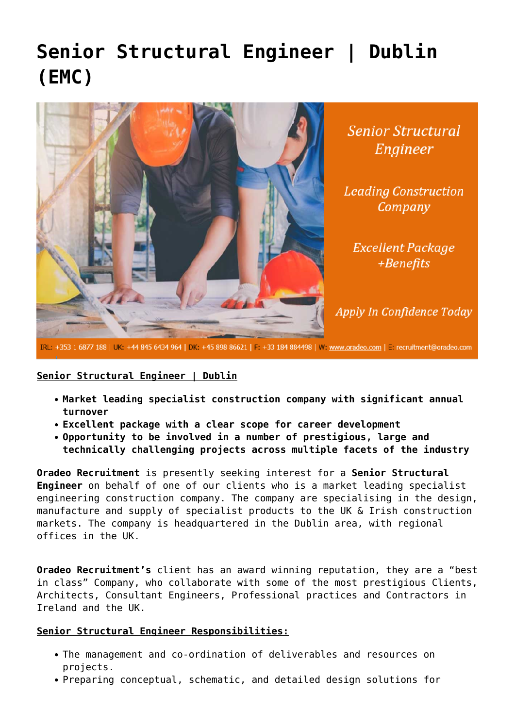# Senior Structural Engineer | Dublin (EMC)

**Senior Structural Engineer | Dublin**

- **Market leading specialist construction company with significant annual turnover**
- **Excellent package with a clear scope for career development**
- **Opportunity to be involved in a number of prestigious, large and technically challenging projects across multiple facets of the industry**

**Oradeo Recruitment** is presently seeking interest for a **Senior Structural Engineer** on behalf of one of our clients who is a market leading specialist engineering construction company. The company are specialising in the design, manufacture and supply of specialist products to the UK & Irish construction markets. The company is headquartered in the Dublin area, with regional offices in the UK.

**Oradeo Recruitment's** client has an award winning reputation, they are a "best in class" Company, who collaborate with some of the most prestigious Clients, Architects, Consultant Engineers, Professional practices and Contractors in Ireland and the UK.

**Senior Structural Engineer Responsibilities:**

- The management and co-ordination of deliverables and resources on projects.
- Preparing conceptual, schematic, and detailed design solutions for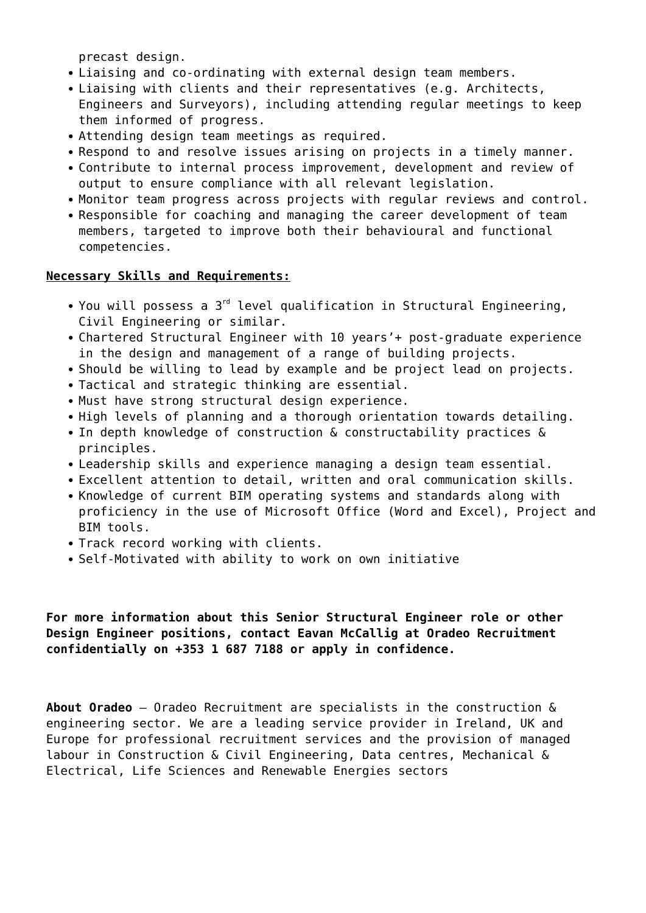precast design.

- Liaising and co-ordinating with external design team members.
- Liaising with clients and their representatives (e.g. Architects, Engineers and Surveyors), including attending regular meetings to keep them informed of progress.
- Attending design team meetings as required.
- Respond to and resolve issues arising on projects in a timely manner.
- Contribute to internal process improvement, development and review of output to ensure compliance with all relevant legislation.
- Monitor team progress across projects with regular reviews and control.
- Responsible for coaching and managing the career development of team members, targeted to improve both their behavioural and functional competencies.

**Necessary Skills and Requirements:**

- You will possess a 3rd level qualification in Structural Engineering, Civil Engineering or similar.
- Chartered Structural Engineer with 10 years'+ post-graduate experience in the design and management of a range of building projects.
- Should be willing to lead by example and be project lead on projects.
- Tactical and strategic thinking are essential.
- Must have strong structural design experience.
- High levels of planning and a thorough orientation towards detailing.
- In depth knowledge of construction & constructability practices & principles.
- Leadership skills and experience managing a design team essential.
- Excellent attention to detail, written and oral communication skills.
- Knowledge of current BIM operating systems and standards along with proficiency in the use of Microsoft Office (Word and Excel), Project and BIM tools.
- Track record working with clients.
- Self-Motivated with ability to work on own initiative

**For more information about this Senior Structural Engineer role or other Design Engineer positions, contact Eavan McCallig at Oradeo Recruitment confidentially on +353 1 687 7188 or apply in confidence.**

**About Oradeo** – Oradeo Recruitment are specialists in the construction & engineering sector. We are a leading service provider in Ireland, UK and Europe for professional recruitment services and the provision of managed labour in Construction & Civil Engineering, Data centres, Mechanical & Electrical, Life Sciences and Renewable Energies sectors